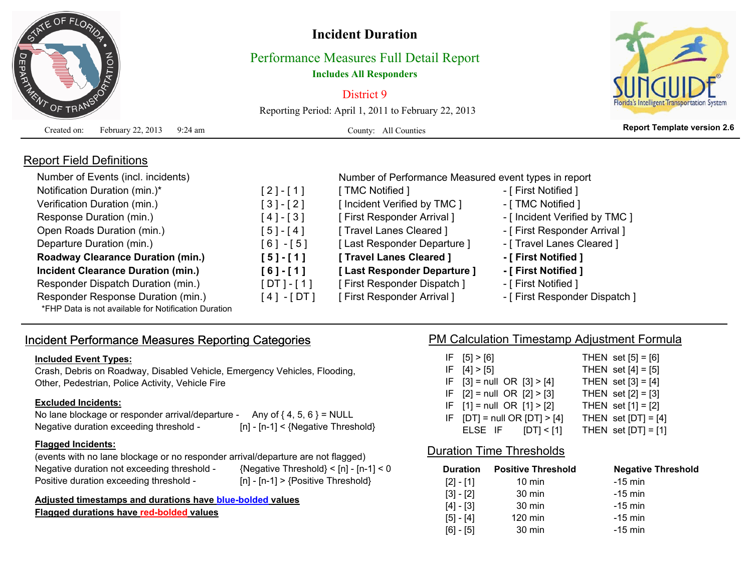# Incident Duration

## Performance Measures Full Detail Report

**Includes All Responders**

District 9

Reporting Period: April 1, 2011 to February 22, 2013

Created on: February 22, 2013 9:24 am

County: All Counties

**Report Template version 2.6**

## Report Field Definitions

| Field | Formula | | |
|---|---|---|---|
| Number of Events (incl. incidents) | | Number of Performance Measured event types in report | |
| Notification Duration (min.)* | [ 2 ] - [ 1 ] | [ TMC Notified ] | - [ First Notified ] |
| Verification Duration (min.) | [ 3 ] - [ 2 ] | [ Incident Verified by TMC ] | - [ TMC Notified ] |
| Response Duration (min.) | [ 4 ] - [ 3 ] | [ First Responder Arrival ] | - [ Incident Verified by TMC ] |
| Open Roads Duration (min.) | [ 5 ] - [ 4 ] | [ Travel Lanes Cleared ] | - [ First Responder Arrival ] |
| Departure Duration (min.) | [ 6 ] - [ 5 ] | [ Last Responder Departure ] | - [ Travel Lanes Cleared ] |
| **Roadway Clearance Duration (min.)** | **[ 5 ] - [ 1 ]** | **[ Travel Lanes Cleared ]** | **- [ First Notified ]** |
| **Incident Clearance Duration (min.)** | **[ 6 ] - [ 1 ]** | **[ Last Responder Departure ]** | **- [ First Notified ]** |
| Responder Dispatch Duration (min.) | [ DT ] - [ 1 ] | [ First Responder Dispatch ] | - [ First Notified ] |
| Responder Response Duration (min.) | [ 4 ] - [ DT ] | [ First Responder Arrival ] | - [ First Responder Dispatch ] |

*FHP Data is not available for Notification Duration

## Incident Performance Measures Reporting Categories

**Included Event Types:**

Crash, Debris on Roadway, Disabled Vehicle, Emergency Vehicles, Flooding, Other, Pedestrian, Police Activity, Vehicle Fire

**Excluded Incidents:**

No lane blockage or responder arrival/departure - Any of { 4, 5, 6 } = NULL

Negative duration exceeding threshold - [n] - [n-1] < {Negative Threshold}

**Flagged Incidents:**

(events with no lane blockage or no responder arrival/departure are not flagged)

Negative duration not exceeding threshold - {Negative Threshold} < [n] - [n-1] < 0

Positive duration exceeding threshold - [n] - [n-1] > {Positive Threshold}

**Adjusted timestamps and durations have blue-bolded values**

**Flagged durations have red-bolded values**

## PM Calculation Timestamp Adjustment Formula

| Condition | Action |
|---|---|
| IF [5] > [6] | THEN set [5] = [6] |
| IF [4] > [5] | THEN set [4] = [5] |
| IF [3] = null OR [3] > [4] | THEN set [3] = [4] |
| IF [2] = null OR [2] > [3] | THEN set [2] = [3] |
| IF [1] = null OR [1] > [2] | THEN set [1] = [2] |
| IF [DT] = null OR [DT] > [4] | THEN set [DT] = [4] |
| ELSE IF [DT] < [1] | THEN set [DT] = [1] |

## Duration Time Thresholds

| Duration | Positive Threshold | Negative Threshold |
|---|---|---|
| [2] - [1] | 10 min | -15 min |
| [3] - [2] | 30 min | -15 min |
| [4] - [3] | 30 min | -15 min |
| [5] - [4] | 120 min | -15 min |
| [6] - [5] | 30 min | -15 min |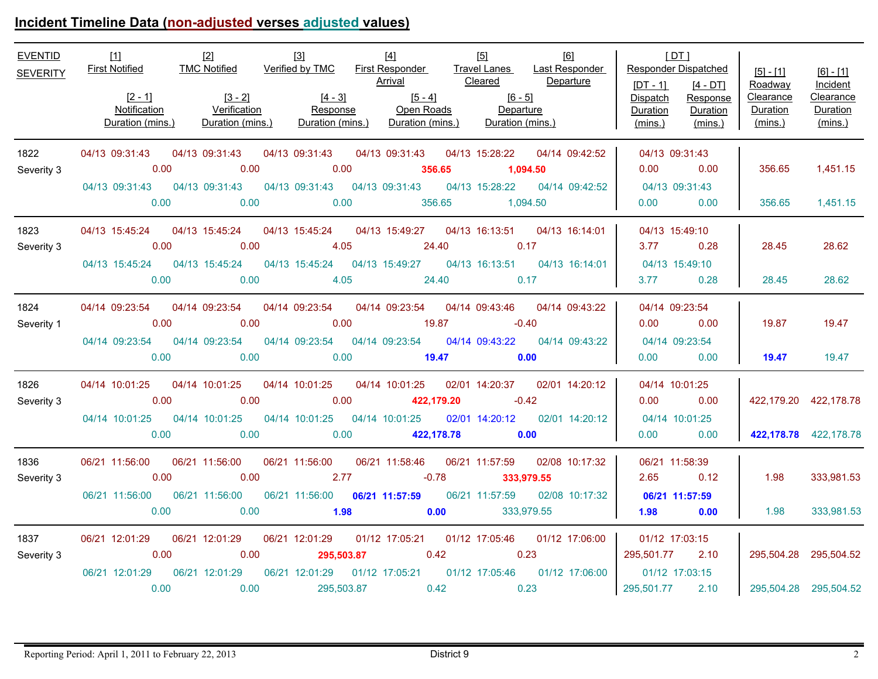## Incident Timeline Data (non-adjusted verses adjusted values)

| EVENTID / SEVERITY | Values | [1] First Notified | [2 - 1] Notification Duration (mins.) | [2] TMC Notified | [3 - 2] Verification Duration (mins.) | [3] Verified by TMC | [4 - 3] Response Duration (mins.) | [4] First Responder Arrival | [5 - 4] Open Roads Duration (mins.) | [5] Travel Lanes Cleared | [6 - 5] Departure Duration (mins.) | [6] Last Responder Departure | [DT] Responder Dispatched | [DT - 1] Dispatch Duration (mins.) | [4 - DT] Response Duration (mins.) | [5] - [1] Roadway Clearance Duration (mins.) | [6] - [1] Incident Clearance Duration (mins.) |
|---|---|---|---|---|---|---|---|---|---|---|---|---|---|---|---|---|---|
| 1822 Severity 3 | non-adjusted | 04/13 09:31:43 | 0.00 | 04/13 09:31:43 | 0.00 | 04/13 09:31:43 | 0.00 | 04/13 09:31:43 | **356.65** | 04/13 15:28:22 | **1,094.50** | 04/14 09:42:52 | 04/13 09:31:43 | 0.00 | 0.00 | 356.65 | 1,451.15 |
| | adjusted | 04/13 09:31:43 | 0.00 | 04/13 09:31:43 | 0.00 | 04/13 09:31:43 | 0.00 | 04/13 09:31:43 | 356.65 | 04/13 15:28:22 | 1,094.50 | 04/14 09:42:52 | 04/13 09:31:43 | 0.00 | 0.00 | 356.65 | 1,451.15 |
| 1823 Severity 3 | non-adjusted | 04/13 15:45:24 | 0.00 | 04/13 15:45:24 | 0.00 | 04/13 15:45:24 | 4.05 | 04/13 15:49:27 | 24.40 | 04/13 16:13:51 | 0.17 | 04/13 16:14:01 | 04/13 15:49:10 | 3.77 | 0.28 | 28.45 | 28.62 |
| | adjusted | 04/13 15:45:24 | 0.00 | 04/13 15:45:24 | 0.00 | 04/13 15:45:24 | 4.05 | 04/13 15:49:27 | 24.40 | 04/13 16:13:51 | 0.17 | 04/13 16:14:01 | 04/13 15:49:10 | 3.77 | 0.28 | 28.45 | 28.62 |
| 1824 Severity 1 | non-adjusted | 04/14 09:23:54 | 0.00 | 04/14 09:23:54 | 0.00 | 04/14 09:23:54 | 0.00 | 04/14 09:23:54 | 19.87 | 04/14 09:43:46 | -0.40 | 04/14 09:43:22 | 04/14 09:23:54 | 0.00 | 0.00 | 19.87 | 19.47 |
| | adjusted | 04/14 09:23:54 | 0.00 | 04/14 09:23:54 | 0.00 | 04/14 09:23:54 | 0.00 | 04/14 09:23:54 | **19.47** | 04/14 09:43:22 | **0.00** | 04/14 09:43:22 | 04/14 09:23:54 | 0.00 | 0.00 | **19.47** | 19.47 |
| 1826 Severity 3 | non-adjusted | 04/14 10:01:25 | 0.00 | 04/14 10:01:25 | 0.00 | 04/14 10:01:25 | 0.00 | 04/14 10:01:25 | **422,179.20** | 02/01 14:20:37 | -0.42 | 02/01 14:20:12 | 04/14 10:01:25 | 0.00 | 0.00 | 422,179.20 | 422,178.78 |
| | adjusted | 04/14 10:01:25 | 0.00 | 04/14 10:01:25 | 0.00 | 04/14 10:01:25 | 0.00 | 04/14 10:01:25 | **422,178.78** | 02/01 14:20:12 | **0.00** | 02/01 14:20:12 | 04/14 10:01:25 | 0.00 | 0.00 | **422,178.78** | 422,178.78 |
| 1836 Severity 3 | non-adjusted | 06/21 11:56:00 | 0.00 | 06/21 11:56:00 | 0.00 | 06/21 11:56:00 | 2.77 | 06/21 11:58:46 | -0.78 | 06/21 11:57:59 | **333,979.55** | 02/08 10:17:32 | 06/21 11:58:39 | 2.65 | 0.12 | 1.98 | 333,981.53 |
| | adjusted | 06/21 11:56:00 | 0.00 | 06/21 11:56:00 | 0.00 | 06/21 11:56:00 | **1.98** | **06/21 11:57:59** | **0.00** | 06/21 11:57:59 | 333,979.55 | 02/08 10:17:32 | **06/21 11:57:59** | **1.98** | **0.00** | 1.98 | 333,981.53 |
| 1837 Severity 3 | non-adjusted | 06/21 12:01:29 | 0.00 | 06/21 12:01:29 | 0.00 | 06/21 12:01:29 | **295,503.87** | 01/12 17:05:21 | 0.42 | 01/12 17:05:46 | 0.23 | 01/12 17:06:00 | 01/12 17:03:15 | 295,501.77 | 2.10 | 295,504.28 | 295,504.52 |
| | adjusted | 06/21 12:01:29 | 0.00 | 06/21 12:01:29 | 0.00 | 06/21 12:01:29 | 295,503.87 | 01/12 17:05:21 | 0.42 | 01/12 17:05:46 | 0.23 | 01/12 17:06:00 | 01/12 17:03:15 | 295,501.77 | 2.10 | 295,504.28 | 295,504.52 |

Reporting Period: April 1, 2011 to February 22, 2013 — District 9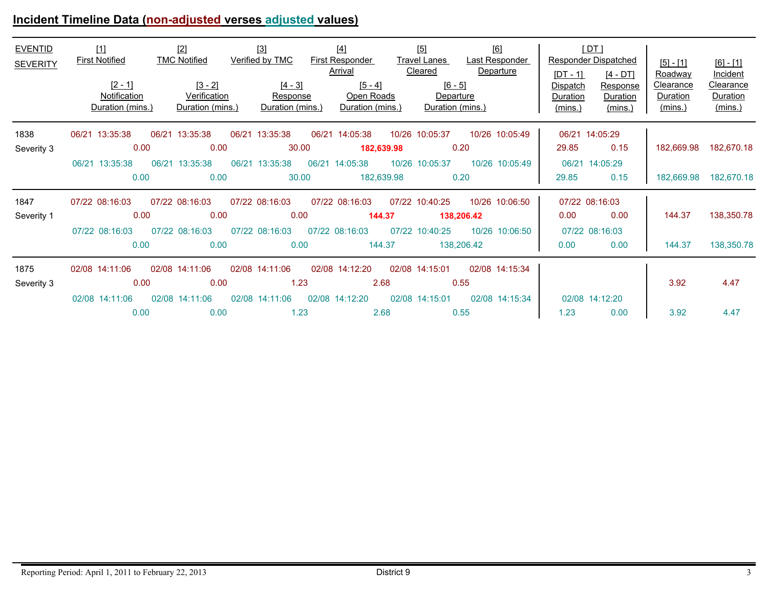## Incident Timeline Data (non-adjusted verses adjusted values)

| EVENTID / SEVERITY | Values | [1] First Notified | [2 - 1] Notification Duration (mins.) | [2] TMC Notified | [3 - 2] Verification Duration (mins.) | [3] Verified by TMC | [4 - 3] Response Duration (mins.) | [4] First Responder Arrival | [5 - 4] Open Roads Duration (mins.) | [5] Travel Lanes Cleared | [6 - 5] Departure Duration (mins.) | [6] Last Responder Departure | [DT] Responder Dispatched | [DT - 1] Dispatch Duration (mins.) | [4 - DT] Response Duration (mins.) | [5] - [1] Roadway Clearance Duration (mins.) | [6] - [1] Incident Clearance Duration (mins.) |
|---|---|---|---|---|---|---|---|---|---|---|---|---|---|---|---|---|---|
| 1838 Severity 3 | non-adjusted | 06/21 13:35:38 | 0.00 | 06/21 13:35:38 | 0.00 | 06/21 13:35:38 | 30.00 | 06/21 14:05:38 | **182,639.98** | 10/26 10:05:37 | 0.20 | 10/26 10:05:49 | 06/21 14:05:29 | 29.85 | 0.15 | 182,669.98 | 182,670.18 |
| | adjusted | 06/21 13:35:38 | 0.00 | 06/21 13:35:38 | 0.00 | 06/21 13:35:38 | 30.00 | 06/21 14:05:38 | 182,639.98 | 10/26 10:05:37 | 0.20 | 10/26 10:05:49 | 06/21 14:05:29 | 29.85 | 0.15 | 182,669.98 | 182,670.18 |
| 1847 Severity 1 | non-adjusted | 07/22 08:16:03 | 0.00 | 07/22 08:16:03 | 0.00 | 07/22 08:16:03 | 0.00 | 07/22 08:16:03 | **144.37** | 07/22 10:40:25 | **138,206.42** | 10/26 10:06:50 | 07/22 08:16:03 | 0.00 | 0.00 | 144.37 | 138,350.78 |
| | adjusted | 07/22 08:16:03 | 0.00 | 07/22 08:16:03 | 0.00 | 07/22 08:16:03 | 0.00 | 07/22 08:16:03 | 144.37 | 07/22 10:40:25 | 138,206.42 | 10/26 10:06:50 | 07/22 08:16:03 | 0.00 | 0.00 | 144.37 | 138,350.78 |
| 1875 Severity 3 | non-adjusted | 02/08 14:11:06 | 0.00 | 02/08 14:11:06 | 0.00 | 02/08 14:11:06 | 1.23 | 02/08 14:12:20 | 2.68 | 02/08 14:15:01 | 0.55 | 02/08 14:15:34 | | | | 3.92 | 4.47 |
| | adjusted | 02/08 14:11:06 | 0.00 | 02/08 14:11:06 | 0.00 | 02/08 14:11:06 | 1.23 | 02/08 14:12:20 | 2.68 | 02/08 14:15:01 | 0.55 | 02/08 14:15:34 | 02/08 14:12:20 | 1.23 | 0.00 | 3.92 | 4.47 |

Reporting Period: April 1, 2011 to February 22, 2013 — District 9